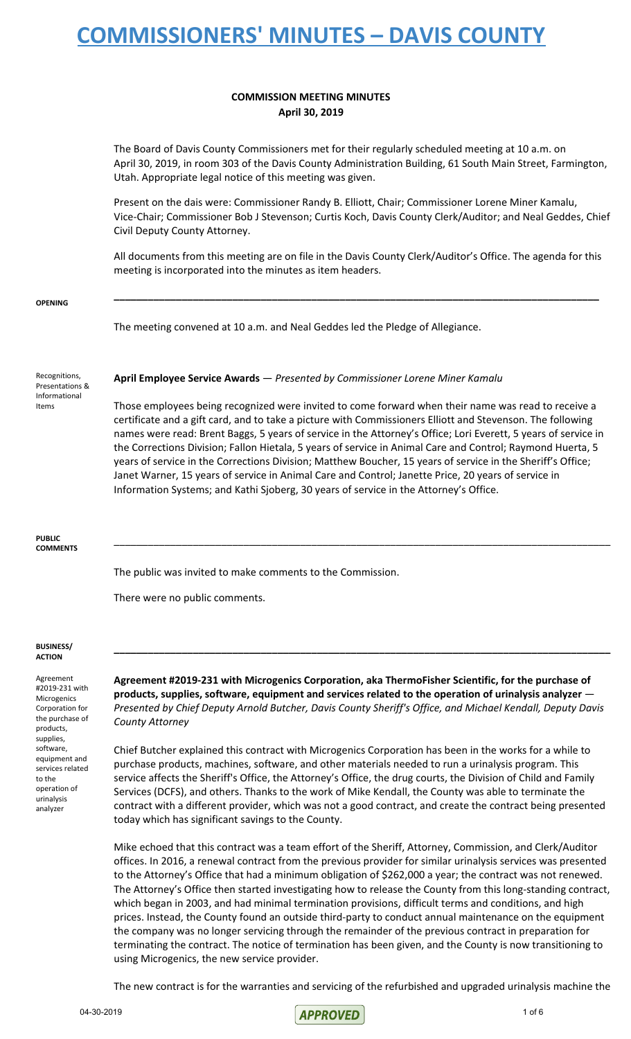# COMMISSIONERS' MINUTES – DAVIS COUNTY

## COMMISSION MEETING MINUTES
## April 30, 2019

The Board of Davis County Commissioners met for their regularly scheduled meeting at 10 a.m. on April 30, 2019, in room 303 of the Davis County Administration Building, 61 South Main Street, Farmington, Utah. Appropriate legal notice of this meeting was given.

Present on the dais were: Commissioner Randy B. Elliott, Chair; Commissioner Lorene Miner Kamalu, Vice-Chair; Commissioner Bob J Stevenson; Curtis Koch, Davis County Clerk/Auditor; and Neal Geddes, Chief Civil Deputy County Attorney.

All documents from this meeting are on file in the Davis County Clerk/Auditor's Office. The agenda for this meeting is incorporated into the minutes as item headers.

---

**OPENING**

The meeting convened at 10 a.m. and Neal Geddes led the Pledge of Allegiance.

Recognitions, Presentations & Informational Items

**April Employee Service Awards** — *Presented by Commissioner Lorene Miner Kamalu*

Those employees being recognized were invited to come forward when their name was read to receive a certificate and a gift card, and to take a picture with Commissioners Elliott and Stevenson. The following names were read: Brent Baggs, 5 years of service in the Attorney's Office; Lori Everett, 5 years of service in the Corrections Division; Fallon Hietala, 5 years of service in Animal Care and Control; Raymond Huerta, 5 years of service in the Corrections Division; Matthew Boucher, 15 years of service in the Sheriff's Office; Janet Warner, 15 years of service in Animal Care and Control; Janette Price, 20 years of service in Information Systems; and Kathi Sjoberg, 30 years of service in the Attorney's Office.

---

**PUBLIC COMMENTS**

The public was invited to make comments to the Commission.

There were no public comments.

---

**BUSINESS/ ACTION**

Agreement #2019-231 with Microgenics Corporation for the purchase of products, supplies, software, equipment and services related to the operation of urinalysis analyzer

**Agreement #2019-231 with Microgenics Corporation, aka ThermoFisher Scientific, for the purchase of products, supplies, software, equipment and services related to the operation of urinalysis analyzer** — *Presented by Chief Deputy Arnold Butcher, Davis County Sheriff's Office, and Michael Kendall, Deputy Davis County Attorney*

Chief Butcher explained this contract with Microgenics Corporation has been in the works for a while to purchase products, machines, software, and other materials needed to run a urinalysis program. This service affects the Sheriff's Office, the Attorney's Office, the drug courts, the Division of Child and Family Services (DCFS), and others. Thanks to the work of Mike Kendall, the County was able to terminate the contract with a different provider, which was not a good contract, and create the contract being presented today which has significant savings to the County.

Mike echoed that this contract was a team effort of the Sheriff, Attorney, Commission, and Clerk/Auditor offices. In 2016, a renewal contract from the previous provider for similar urinalysis services was presented to the Attorney's Office that had a minimum obligation of $262,000 a year; the contract was not renewed. The Attorney's Office then started investigating how to release the County from this long-standing contract, which began in 2003, and had minimal termination provisions, difficult terms and conditions, and high prices. Instead, the County found an outside third-party to conduct annual maintenance on the equipment the company was no longer servicing through the remainder of the previous contract in preparation for terminating the contract. The notice of termination has been given, and the County is now transitioning to using Microgenics, the new service provider.

The new contract is for the warranties and servicing of the refurbished and upgraded urinalysis machine the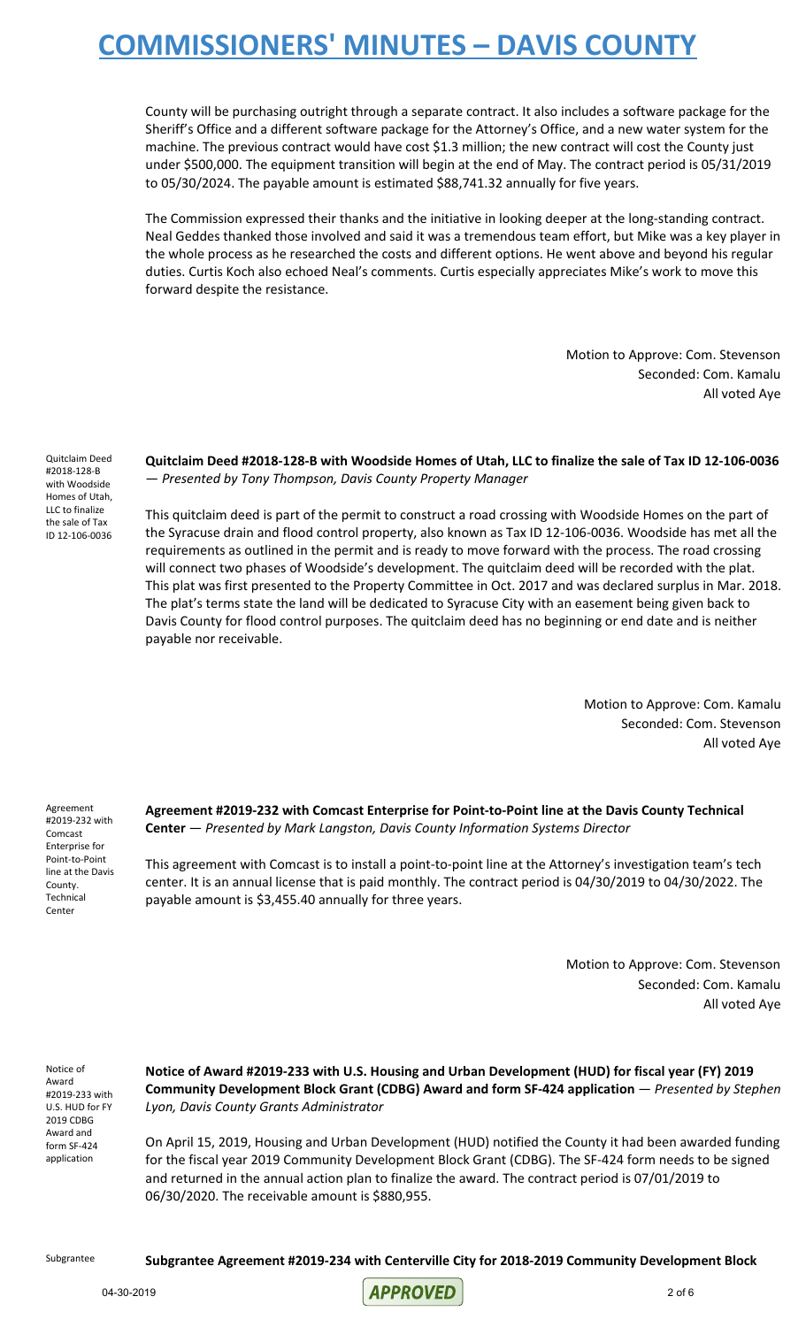County will be purchasing outright through a separate contract. It also includes a software package for the Sheriff's Office and a different software package for the Attorney's Office, and a new water system for the machine. The previous contract would have cost $1.3 million; the new contract will cost the County just under $500,000. The equipment transition will begin at the end of May. The contract period is 05/31/2019 to 05/30/2024. The payable amount is estimated $88,741.32 annually for five years.

The Commission expressed their thanks and the initiative in looking deeper at the long-standing contract. Neal Geddes thanked those involved and said it was a tremendous team effort, but Mike was a key player in the whole process as he researched the costs and different options. He went above and beyond his regular duties. Curtis Koch also echoed Neal's comments. Curtis especially appreciates Mike's work to move this forward despite the resistance.

Motion to Approve: Com. Stevenson
Seconded: Com. Kamalu
All voted Aye

Quitclaim Deed #2018-128-B with Woodside Homes of Utah, LLC to finalize the sale of Tax ID 12-106-0036

**Quitclaim Deed #2018-128-B with Woodside Homes of Utah, LLC to finalize the sale of Tax ID 12-106-0036** — *Presented by Tony Thompson, Davis County Property Manager*

This quitclaim deed is part of the permit to construct a road crossing with Woodside Homes on the part of the Syracuse drain and flood control property, also known as Tax ID 12-106-0036. Woodside has met all the requirements as outlined in the permit and is ready to move forward with the process. The road crossing will connect two phases of Woodside's development. The quitclaim deed will be recorded with the plat. This plat was first presented to the Property Committee in Oct. 2017 and was declared surplus in Mar. 2018. The plat's terms state the land will be dedicated to Syracuse City with an easement being given back to Davis County for flood control purposes. The quitclaim deed has no beginning or end date and is neither payable nor receivable.

Motion to Approve: Com. Kamalu
Seconded: Com. Stevenson
All voted Aye

Agreement #2019-232 with Comcast Enterprise for Point-to-Point line at the Davis County. Technical Center

**Agreement #2019-232 with Comcast Enterprise for Point-to-Point line at the Davis County Technical Center** — *Presented by Mark Langston, Davis County Information Systems Director*

This agreement with Comcast is to install a point-to-point line at the Attorney's investigation team's tech center. It is an annual license that is paid monthly. The contract period is 04/30/2019 to 04/30/2022. The payable amount is $3,455.40 annually for three years.

Motion to Approve: Com. Stevenson
Seconded: Com. Kamalu
All voted Aye

Notice of Award #2019-233 with U.S. HUD for FY 2019 CDBG Award and form SF-424 application

**Notice of Award #2019-233 with U.S. Housing and Urban Development (HUD) for fiscal year (FY) 2019 Community Development Block Grant (CDBG) Award and form SF-424 application** — *Presented by Stephen Lyon, Davis County Grants Administrator*

On April 15, 2019, Housing and Urban Development (HUD) notified the County it had been awarded funding for the fiscal year 2019 Community Development Block Grant (CDBG). The SF-424 form needs to be signed and returned in the annual action plan to finalize the award. The contract period is 07/01/2019 to 06/30/2020. The receivable amount is $880,955.

Subgrantee

**Subgrantee Agreement #2019-234 with Centerville City for 2018-2019 Community Development Block**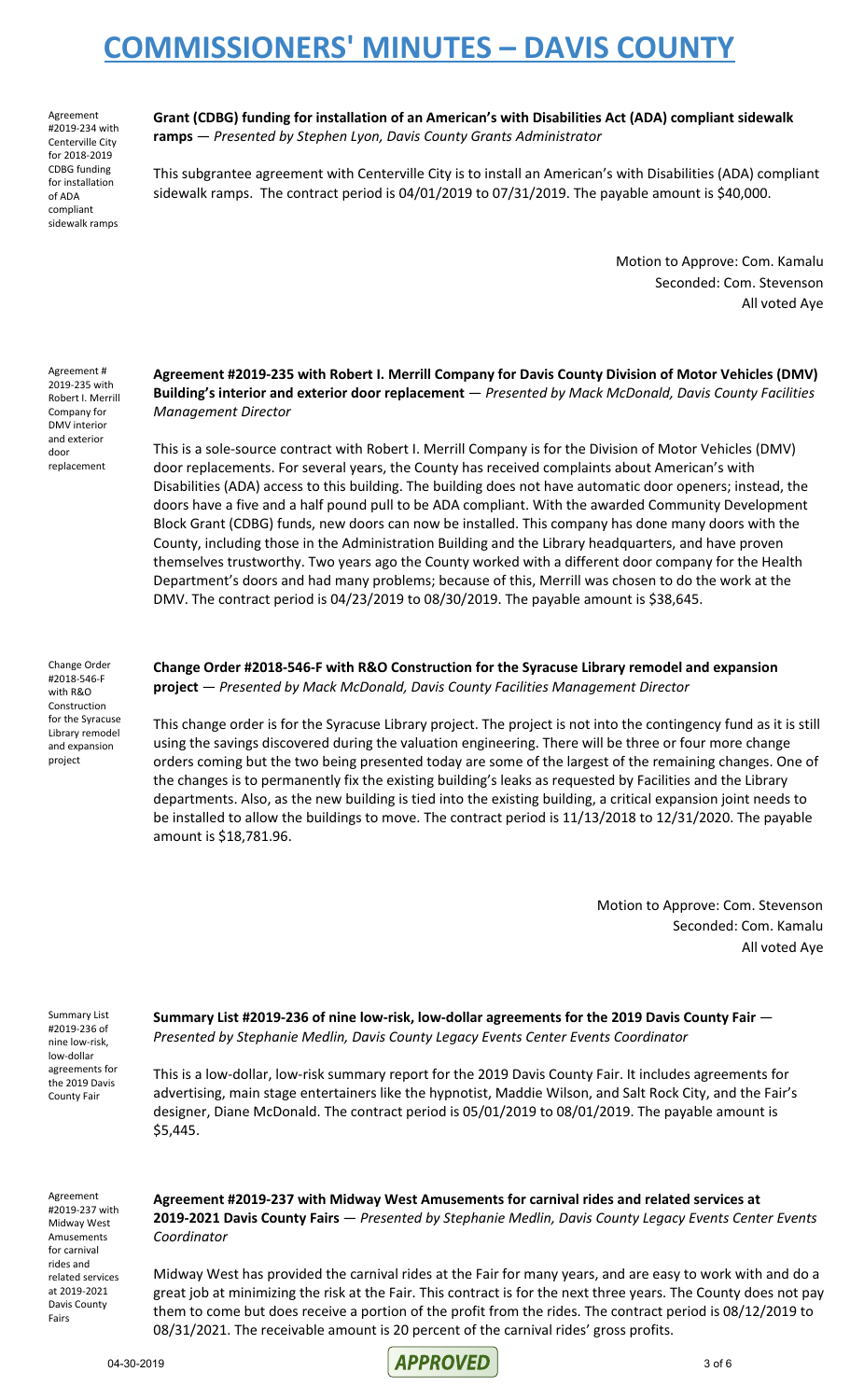Agreement #2019-234 with Centerville City for 2018-2019 CDBG funding for installation of ADA compliant sidewalk ramps

**Grant (CDBG) funding for installation of an American's with Disabilities Act (ADA) compliant sidewalk ramps** — *Presented by Stephen Lyon, Davis County Grants Administrator*

This subgrantee agreement with Centerville City is to install an American's with Disabilities (ADA) compliant sidewalk ramps. The contract period is 04/01/2019 to 07/31/2019. The payable amount is $40,000.

Motion to Approve: Com. Kamalu
Seconded: Com. Stevenson
All voted Aye

Agreement # 2019-235 with Robert I. Merrill Company for DMV interior and exterior door replacement

**Agreement #2019-235 with Robert I. Merrill Company for Davis County Division of Motor Vehicles (DMV) Building's interior and exterior door replacement** — *Presented by Mack McDonald, Davis County Facilities Management Director*

This is a sole-source contract with Robert I. Merrill Company is for the Division of Motor Vehicles (DMV) door replacements. For several years, the County has received complaints about American's with Disabilities (ADA) access to this building. The building does not have automatic door openers; instead, the doors have a five and a half pound pull to be ADA compliant. With the awarded Community Development Block Grant (CDBG) funds, new doors can now be installed. This company has done many doors with the County, including those in the Administration Building and the Library headquarters, and have proven themselves trustworthy. Two years ago the County worked with a different door company for the Health Department's doors and had many problems; because of this, Merrill was chosen to do the work at the DMV. The contract period is 04/23/2019 to 08/30/2019. The payable amount is $38,645.

Change Order #2018-546-F with R&O Construction for the Syracuse Library remodel and expansion project

**Change Order #2018-546-F with R&O Construction for the Syracuse Library remodel and expansion project** — *Presented by Mack McDonald, Davis County Facilities Management Director*

This change order is for the Syracuse Library project. The project is not into the contingency fund as it is still using the savings discovered during the valuation engineering. There will be three or four more change orders coming but the two being presented today are some of the largest of the remaining changes. One of the changes is to permanently fix the existing building's leaks as requested by Facilities and the Library departments. Also, as the new building is tied into the existing building, a critical expansion joint needs to be installed to allow the buildings to move. The contract period is 11/13/2018 to 12/31/2020. The payable amount is $18,781.96.

Motion to Approve: Com. Stevenson
Seconded: Com. Kamalu
All voted Aye

Summary List #2019-236 of nine low-risk, low-dollar agreements for the 2019 Davis County Fair

**Summary List #2019-236 of nine low-risk, low-dollar agreements for the 2019 Davis County Fair** — *Presented by Stephanie Medlin, Davis County Legacy Events Center Events Coordinator*

This is a low-dollar, low-risk summary report for the 2019 Davis County Fair. It includes agreements for advertising, main stage entertainers like the hypnotist, Maddie Wilson, and Salt Rock City, and the Fair's designer, Diane McDonald. The contract period is 05/01/2019 to 08/01/2019. The payable amount is $5,445.

Agreement #2019-237 with Midway West Amusements for carnival rides and related services at 2019-2021 Davis County Fairs

**Agreement #2019-237 with Midway West Amusements for carnival rides and related services at 2019-2021 Davis County Fairs** — *Presented by Stephanie Medlin, Davis County Legacy Events Center Events Coordinator*

Midway West has provided the carnival rides at the Fair for many years, and are easy to work with and do a great job at minimizing the risk at the Fair. This contract is for the next three years. The County does not pay them to come but does receive a portion of the profit from the rides. The contract period is 08/12/2019 to 08/31/2021. The receivable amount is 20 percent of the carnival rides' gross profits.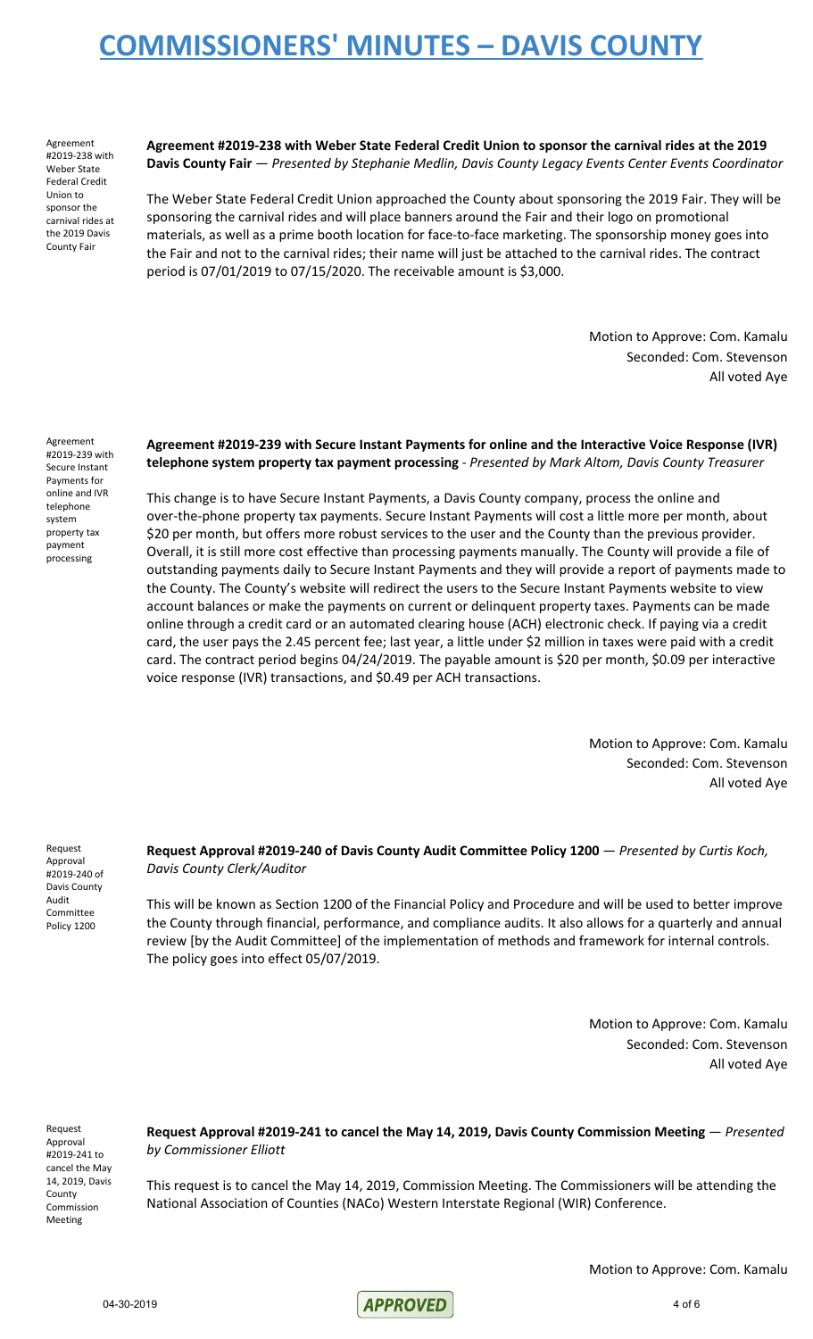Agreement #2019-238 with Weber State Federal Credit Union to sponsor the carnival rides at the 2019 Davis County Fair

**Agreement #2019-238 with Weber State Federal Credit Union to sponsor the carnival rides at the 2019 Davis County Fair** — *Presented by Stephanie Medlin, Davis County Legacy Events Center Events Coordinator*

The Weber State Federal Credit Union approached the County about sponsoring the 2019 Fair. They will be sponsoring the carnival rides and will place banners around the Fair and their logo on promotional materials, as well as a prime booth location for face-to-face marketing. The sponsorship money goes into the Fair and not to the carnival rides; their name will just be attached to the carnival rides. The contract period is 07/01/2019 to 07/15/2020. The receivable amount is $3,000.

Motion to Approve: Com. Kamalu
Seconded: Com. Stevenson
All voted Aye

Agreement #2019-239 with Secure Instant Payments for online and IVR telephone system property tax payment processing

**Agreement #2019-239 with Secure Instant Payments for online and the Interactive Voice Response (IVR) telephone system property tax payment processing** - *Presented by Mark Altom, Davis County Treasurer*

This change is to have Secure Instant Payments, a Davis County company, process the online and over-the-phone property tax payments. Secure Instant Payments will cost a little more per month, about $20 per month, but offers more robust services to the user and the County than the previous provider. Overall, it is still more cost effective than processing payments manually. The County will provide a file of outstanding payments daily to Secure Instant Payments and they will provide a report of payments made to the County. The County's website will redirect the users to the Secure Instant Payments website to view account balances or make the payments on current or delinquent property taxes. Payments can be made online through a credit card or an automated clearing house (ACH) electronic check. If paying via a credit card, the user pays the 2.45 percent fee; last year, a little under $2 million in taxes were paid with a credit card. The contract period begins 04/24/2019. The payable amount is $20 per month, $0.09 per interactive voice response (IVR) transactions, and $0.49 per ACH transactions.

Motion to Approve: Com. Kamalu
Seconded: Com. Stevenson
All voted Aye

Request Approval #2019-240 of Davis County Audit Committee Policy 1200

**Request Approval #2019-240 of Davis County Audit Committee Policy 1200** — *Presented by Curtis Koch, Davis County Clerk/Auditor*

This will be known as Section 1200 of the Financial Policy and Procedure and will be used to better improve the County through financial, performance, and compliance audits. It also allows for a quarterly and annual review [by the Audit Committee] of the implementation of methods and framework for internal controls. The policy goes into effect 05/07/2019.

Motion to Approve: Com. Kamalu
Seconded: Com. Stevenson
All voted Aye

Request Approval #2019-241 to cancel the May 14, 2019, Davis County Commission Meeting

**Request Approval #2019-241 to cancel the May 14, 2019, Davis County Commission Meeting** — *Presented by Commissioner Elliott*

This request is to cancel the May 14, 2019, Commission Meeting. The Commissioners will be attending the National Association of Counties (NACo) Western Interstate Regional (WIR) Conference.

Motion to Approve: Com. Kamalu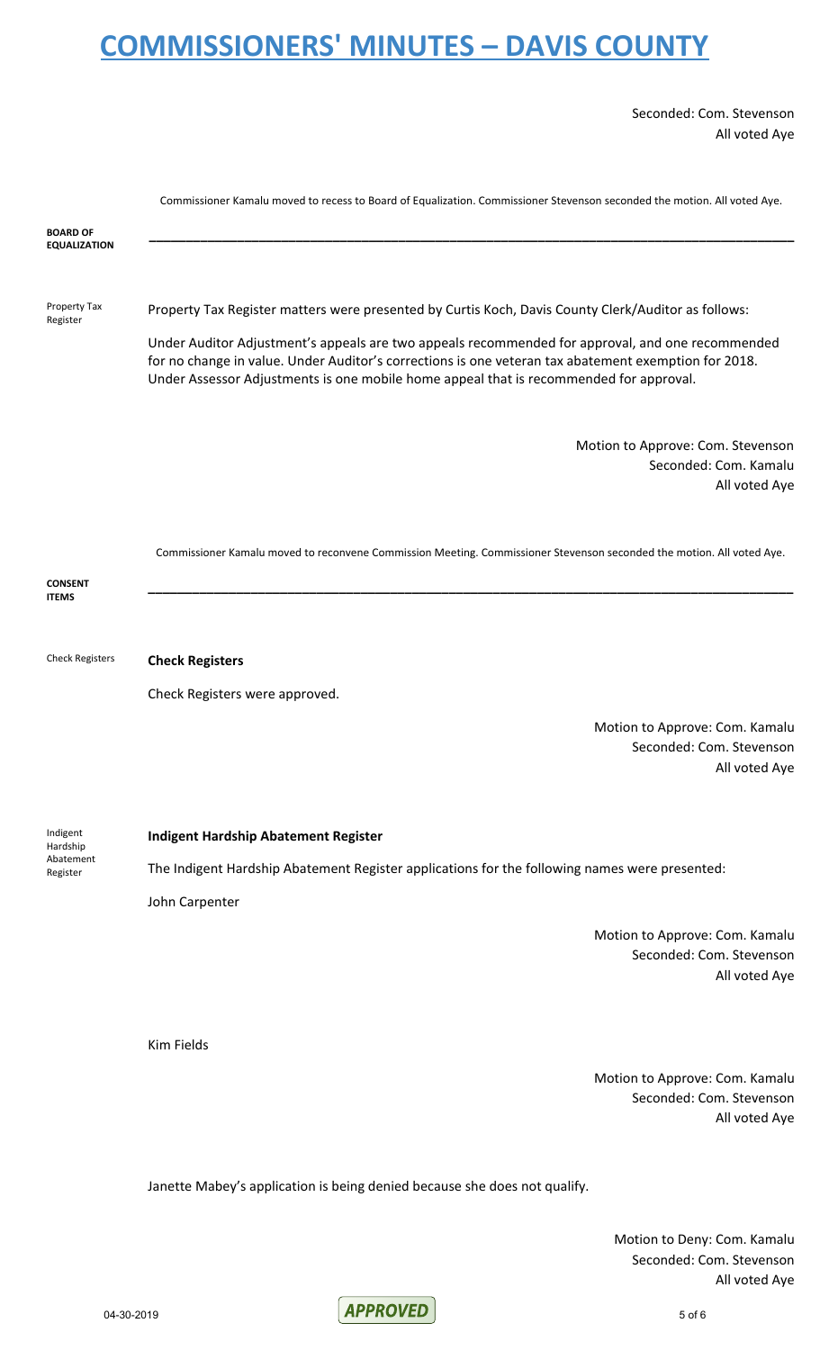Seconded: Com. Stevenson
All voted Aye

Commissioner Kamalu moved to recess to Board of Equalization. Commissioner Stevenson seconded the motion. All voted Aye.

**BOARD OF EQUALIZATION**

Property Tax Register

Property Tax Register matters were presented by Curtis Koch, Davis County Clerk/Auditor as follows:

Under Auditor Adjustment's appeals are two appeals recommended for approval, and one recommended for no change in value. Under Auditor's corrections is one veteran tax abatement exemption for 2018. Under Assessor Adjustments is one mobile home appeal that is recommended for approval.

Motion to Approve: Com. Stevenson
Seconded: Com. Kamalu
All voted Aye

Commissioner Kamalu moved to reconvene Commission Meeting. Commissioner Stevenson seconded the motion. All voted Aye.

**CONSENT ITEMS**

Check Registers

**Check Registers**

Check Registers were approved.

Motion to Approve: Com. Kamalu
Seconded: Com. Stevenson
All voted Aye

Indigent Hardship Abatement Register

**Indigent Hardship Abatement Register**

The Indigent Hardship Abatement Register applications for the following names were presented:

John Carpenter

Motion to Approve: Com. Kamalu
Seconded: Com. Stevenson
All voted Aye

Kim Fields

Motion to Approve: Com. Kamalu
Seconded: Com. Stevenson
All voted Aye

Janette Mabey's application is being denied because she does not qualify.

Motion to Deny: Com. Kamalu
Seconded: Com. Stevenson
All voted Aye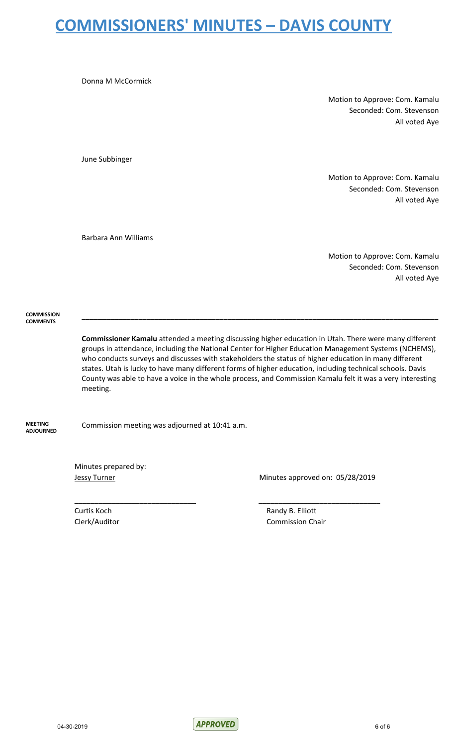Donna M McCormick

Motion to Approve: Com. Kamalu
Seconded: Com. Stevenson
All voted Aye

June Subbinger

Motion to Approve: Com. Kamalu
Seconded: Com. Stevenson
All voted Aye

Barbara Ann Williams

Motion to Approve: Com. Kamalu
Seconded: Com. Stevenson
All voted Aye

**COMMISSION COMMENTS**

**Commissioner Kamalu** attended a meeting discussing higher education in Utah. There were many different groups in attendance, including the National Center for Higher Education Management Systems (NCHEMS), who conducts surveys and discusses with stakeholders the status of higher education in many different states. Utah is lucky to have many different forms of higher education, including technical schools. Davis County was able to have a voice in the whole process, and Commission Kamalu felt it was a very interesting meeting.

**MEETING ADJOURNED**

Commission meeting was adjourned at 10:41 a.m.

Minutes prepared by:
Jessy Turner

Minutes approved on: 05/28/2019

_____________________________ 
Curtis Koch
Clerk/Auditor

_____________________________
Randy B. Elliott
Commission Chair